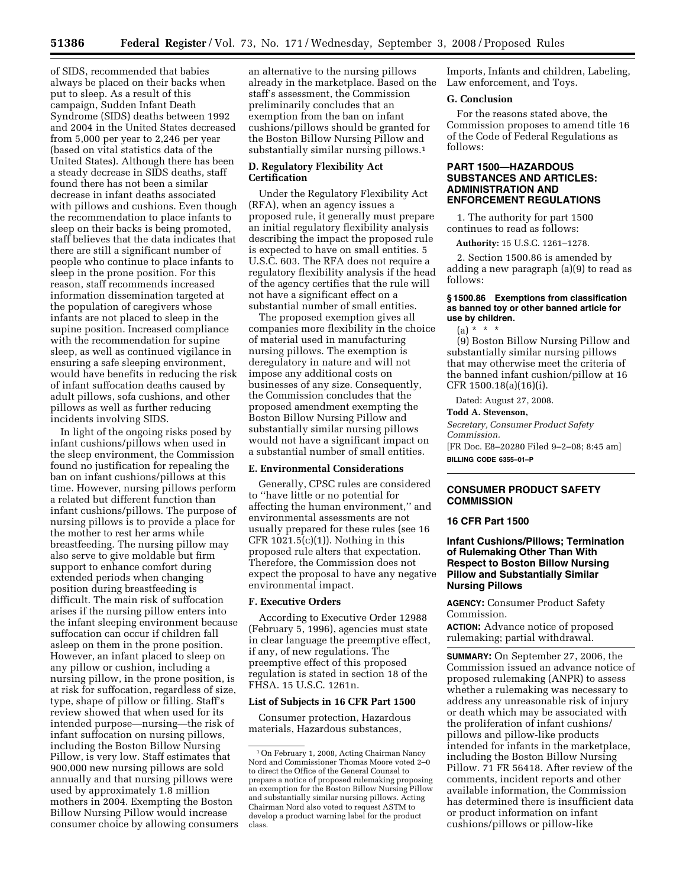of SIDS, recommended that babies always be placed on their backs when put to sleep. As a result of this campaign, Sudden Infant Death Syndrome (SIDS) deaths between 1992 and 2004 in the United States decreased from 5,000 per year to 2,246 per year (based on vital statistics data of the United States). Although there has been a steady decrease in SIDS deaths, staff found there has not been a similar decrease in infant deaths associated with pillows and cushions. Even though the recommendation to place infants to sleep on their backs is being promoted, staff believes that the data indicates that there are still a significant number of people who continue to place infants to sleep in the prone position. For this reason, staff recommends increased information dissemination targeted at the population of caregivers whose infants are not placed to sleep in the supine position. Increased compliance with the recommendation for supine sleep, as well as continued vigilance in ensuring a safe sleeping environment, would have benefits in reducing the risk of infant suffocation deaths caused by adult pillows, sofa cushions, and other pillows as well as further reducing incidents involving SIDS.

In light of the ongoing risks posed by infant cushions/pillows when used in the sleep environment, the Commission found no justification for repealing the ban on infant cushions/pillows at this time. However, nursing pillows perform a related but different function than infant cushions/pillows. The purpose of nursing pillows is to provide a place for the mother to rest her arms while breastfeeding. The nursing pillow may also serve to give moldable but firm support to enhance comfort during extended periods when changing position during breastfeeding is difficult. The main risk of suffocation arises if the nursing pillow enters into the infant sleeping environment because suffocation can occur if children fall asleep on them in the prone position. However, an infant placed to sleep on any pillow or cushion, including a nursing pillow, in the prone position, is at risk for suffocation, regardless of size, type, shape of pillow or filling. Staff's review showed that when used for its intended purpose—nursing—the risk of infant suffocation on nursing pillows, including the Boston Billow Nursing Pillow, is very low. Staff estimates that 900,000 new nursing pillows are sold annually and that nursing pillows were used by approximately 1.8 million mothers in 2004. Exempting the Boston Billow Nursing Pillow would increase consumer choice by allowing consumers an alternative to the nursing pillows already in the marketplace. Based on the staff's assessment, the Commission preliminarily concludes that an exemption from the ban on infant cushions/pillows should be granted for the Boston Billow Nursing Pillow and substantially similar nursing pillows.[1]

## D. Regulatory Flexibility Act Certification

Under the Regulatory Flexibility Act (RFA), when an agency issues a proposed rule, it generally must prepare an initial regulatory flexibility analysis describing the impact the proposed rule is expected to have on small entities. 5 U.S.C. 603. The RFA does not require a regulatory flexibility analysis if the head of the agency certifies that the rule will not have a significant effect on a substantial number of small entities.

The proposed exemption gives all companies more flexibility in the choice of material used in manufacturing nursing pillows. The exemption is deregulatory in nature and will not impose any additional costs on businesses of any size. Consequently, the Commission concludes that the proposed amendment exempting the Boston Billow Nursing Pillow and substantially similar nursing pillows would not have a significant impact on a substantial number of small entities.

## E. Environmental Considerations

Generally, CPSC rules are considered to ''have little or no potential for affecting the human environment,'' and environmental assessments are not usually prepared for these rules (see 16 CFR 1021.5(c)(1)). Nothing in this proposed rule alters that expectation. Therefore, the Commission does not expect the proposal to have any negative environmental impact.

## F. Executive Orders

According to Executive Order 12988 (February 5, 1996), agencies must state in clear language the preemptive effect, if any, of new regulations. The preemptive effect of this proposed regulation is stated in section 18 of the FHSA. 15 U.S.C. 1261n.

## List of Subjects in 16 CFR Part 1500

Consumer protection, Hazardous materials, Hazardous substances, Imports, Infants and children, Labeling, Law enforcement, and Toys.

## G. Conclusion

For the reasons stated above, the Commission proposes to amend title 16 of the Code of Federal Regulations as follows:

## PART 1500—HAZARDOUS SUBSTANCES AND ARTICLES: ADMINISTRATION AND ENFORCEMENT REGULATIONS

1. The authority for part 1500 continues to read as follows:

**Authority:** 15 U.S.C. 1261–1278.

2. Section 1500.86 is amended by adding a new paragraph (a)(9) to read as follows:

**§ 1500.86 Exemptions from classification as banned toy or other banned article for use by children.**

(a) * * *

(9) Boston Billow Nursing Pillow and substantially similar nursing pillows that may otherwise meet the criteria of the banned infant cushion/pillow at 16 CFR 1500.18(a)(16)(i).

Dated: August 27, 2008.

**Todd A. Stevenson,**

*Secretary, Consumer Product Safety Commission.*

[FR Doc. E8–20280 Filed 9–2–08; 8:45 am]

**BILLING CODE 6355–01–P**

---

[1] On February 1, 2008, Acting Chairman Nancy Nord and Commissioner Thomas Moore voted 2–0 to direct the Office of the General Counsel to prepare a notice of proposed rulemaking proposing an exemption for the Boston Billow Nursing Pillow and substantially similar nursing pillows. Acting Chairman Nord also voted to request ASTM to develop a product warning label for the product class.

---

# CONSUMER PRODUCT SAFETY COMMISSION

## 16 CFR Part 1500

## Infant Cushions/Pillows; Termination of Rulemaking Other Than With Respect to Boston Billow Nursing Pillow and Substantially Similar Nursing Pillows

**AGENCY:** Consumer Product Safety Commission.

**ACTION:** Advance notice of proposed rulemaking; partial withdrawal.

**SUMMARY:** On September 27, 2006, the Commission issued an advance notice of proposed rulemaking (ANPR) to assess whether a rulemaking was necessary to address any unreasonable risk of injury or death which may be associated with the proliferation of infant cushions/pillows and pillow-like products intended for infants in the marketplace, including the Boston Billow Nursing Pillow. 71 FR 56418. After review of the comments, incident reports and other available information, the Commission has determined there is insufficient data or product information on infant cushions/pillows or pillow-like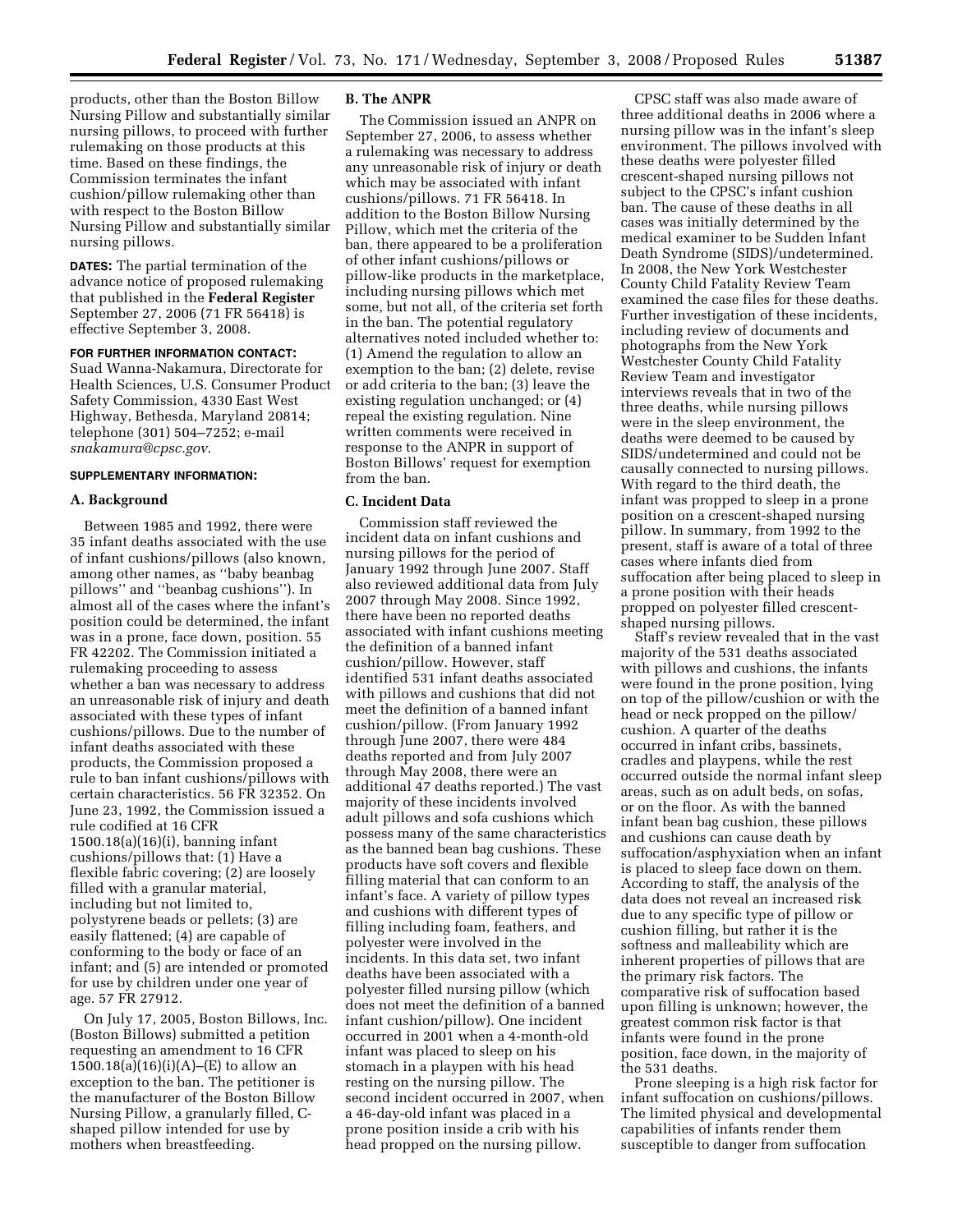products, other than the Boston Billow Nursing Pillow and substantially similar nursing pillows, to proceed with further rulemaking on those products at this time. Based on these findings, the Commission terminates the infant cushion/pillow rulemaking other than with respect to the Boston Billow Nursing Pillow and substantially similar nursing pillows.

**DATES:** The partial termination of the advance notice of proposed rulemaking that published in the **Federal Register** September 27, 2006 (71 FR 56418) is effective September 3, 2008.

**FOR FURTHER INFORMATION CONTACT:** Suad Wanna-Nakamura, Directorate for Health Sciences, U.S. Consumer Product Safety Commission, 4330 East West Highway, Bethesda, Maryland 20814; telephone (301) 504–7252; e-mail *snakamura@cpsc.gov*.

**SUPPLEMENTARY INFORMATION:**

### A. Background

Between 1985 and 1992, there were 35 infant deaths associated with the use of infant cushions/pillows (also known, among other names, as ''baby beanbag pillows'' and ''beanbag cushions''). In almost all of the cases where the infant's position could be determined, the infant was in a prone, face down, position. 55 FR 42202. The Commission initiated a rulemaking proceeding to assess whether a ban was necessary to address an unreasonable risk of injury and death associated with these types of infant cushions/pillows. Due to the number of infant deaths associated with these products, the Commission proposed a rule to ban infant cushions/pillows with certain characteristics. 56 FR 32352. On June 23, 1992, the Commission issued a rule codified at 16 CFR 1500.18(a)(16)(i), banning infant cushions/pillows that: (1) Have a flexible fabric covering; (2) are loosely filled with a granular material, including but not limited to, polystyrene beads or pellets; (3) are easily flattened; (4) are capable of conforming to the body or face of an infant; and (5) are intended or promoted for use by children under one year of age. 57 FR 27912.

On July 17, 2005, Boston Billows, Inc. (Boston Billows) submitted a petition requesting an amendment to 16 CFR 1500.18(a)(16)(i)(A)–(E) to allow an exception to the ban. The petitioner is the manufacturer of the Boston Billow Nursing Pillow, a granularly filled, C-shaped pillow intended for use by mothers when breastfeeding.

### B. The ANPR

The Commission issued an ANPR on September 27, 2006, to assess whether a rulemaking was necessary to address any unreasonable risk of injury or death which may be associated with infant cushions/pillows. 71 FR 56418. In addition to the Boston Billow Nursing Pillow, which met the criteria of the ban, there appeared to be a proliferation of other infant cushions/pillows or pillow-like products in the marketplace, including nursing pillows which met some, but not all, of the criteria set forth in the ban. The potential regulatory alternatives noted included whether to: (1) Amend the regulation to allow an exemption to the ban; (2) delete, revise or add criteria to the ban; (3) leave the existing regulation unchanged; or (4) repeal the existing regulation. Nine written comments were received in response to the ANPR in support of Boston Billows' request for exemption from the ban.

### C. Incident Data

Commission staff reviewed the incident data on infant cushions and nursing pillows for the period of January 1992 through June 2007. Staff also reviewed additional data from July 2007 through May 2008. Since 1992, there have been no reported deaths associated with infant cushions meeting the definition of a banned infant cushion/pillow. However, staff identified 531 infant deaths associated with pillows and cushions that did not meet the definition of a banned infant cushion/pillow. (From January 1992 through June 2007, there were 484 deaths reported and from July 2007 through May 2008, there were an additional 47 deaths reported.) The vast majority of these incidents involved adult pillows and sofa cushions which possess many of the same characteristics as the banned bean bag cushions. These products have soft covers and flexible filling material that can conform to an infant's face. A variety of pillow types and cushions with different types of filling including foam, feathers, and polyester were involved in the incidents. In this data set, two infant deaths have been associated with a polyester filled nursing pillow (which does not meet the definition of a banned infant cushion/pillow). One incident occurred in 2001 when a 4-month-old infant was placed to sleep on his stomach in a playpen with his head resting on the nursing pillow. The second incident occurred in 2007, when a 46-day-old infant was placed in a prone position inside a crib with his head propped on the nursing pillow.

CPSC staff was also made aware of three additional deaths in 2006 where a nursing pillow was in the infant's sleep environment. The pillows involved with these deaths were polyester filled crescent-shaped nursing pillows not subject to the CPSC's infant cushion ban. The cause of these deaths in all cases was initially determined by the medical examiner to be Sudden Infant Death Syndrome (SIDS)/undetermined. In 2008, the New York Westchester County Child Fatality Review Team examined the case files for these deaths. Further investigation of these incidents, including review of documents and photographs from the New York Westchester County Child Fatality Review Team and investigator interviews reveals that in two of the three deaths, while nursing pillows were in the sleep environment, the deaths were deemed to be caused by SIDS/undetermined and could not be causally connected to nursing pillows. With regard to the third death, the infant was propped to sleep in a prone position on a crescent-shaped nursing pillow. In summary, from 1992 to the present, staff is aware of a total of three cases where infants died from suffocation after being placed to sleep in a prone position with their heads propped on polyester filled crescent-shaped nursing pillows.

Staff's review revealed that in the vast majority of the 531 deaths associated with pillows and cushions, the infants were found in the prone position, lying on top of the pillow/cushion or with the head or neck propped on the pillow/cushion. A quarter of the deaths occurred in infant cribs, bassinets, cradles and playpens, while the rest occurred outside the normal infant sleep areas, such as on adult beds, on sofas, or on the floor. As with the banned infant bean bag cushion, these pillows and cushions can cause death by suffocation/asphyxiation when an infant is placed to sleep face down on them. According to staff, the analysis of the data does not reveal an increased risk due to any specific type of pillow or cushion filling, but rather it is the softness and malleability which are inherent properties of pillows that are the primary risk factors. The comparative risk of suffocation based upon filling is unknown; however, the greatest common risk factor is that infants were found in the prone position, face down, in the majority of the 531 deaths.

Prone sleeping is a high risk factor for infant suffocation on cushions/pillows. The limited physical and developmental capabilities of infants render them susceptible to danger from suffocation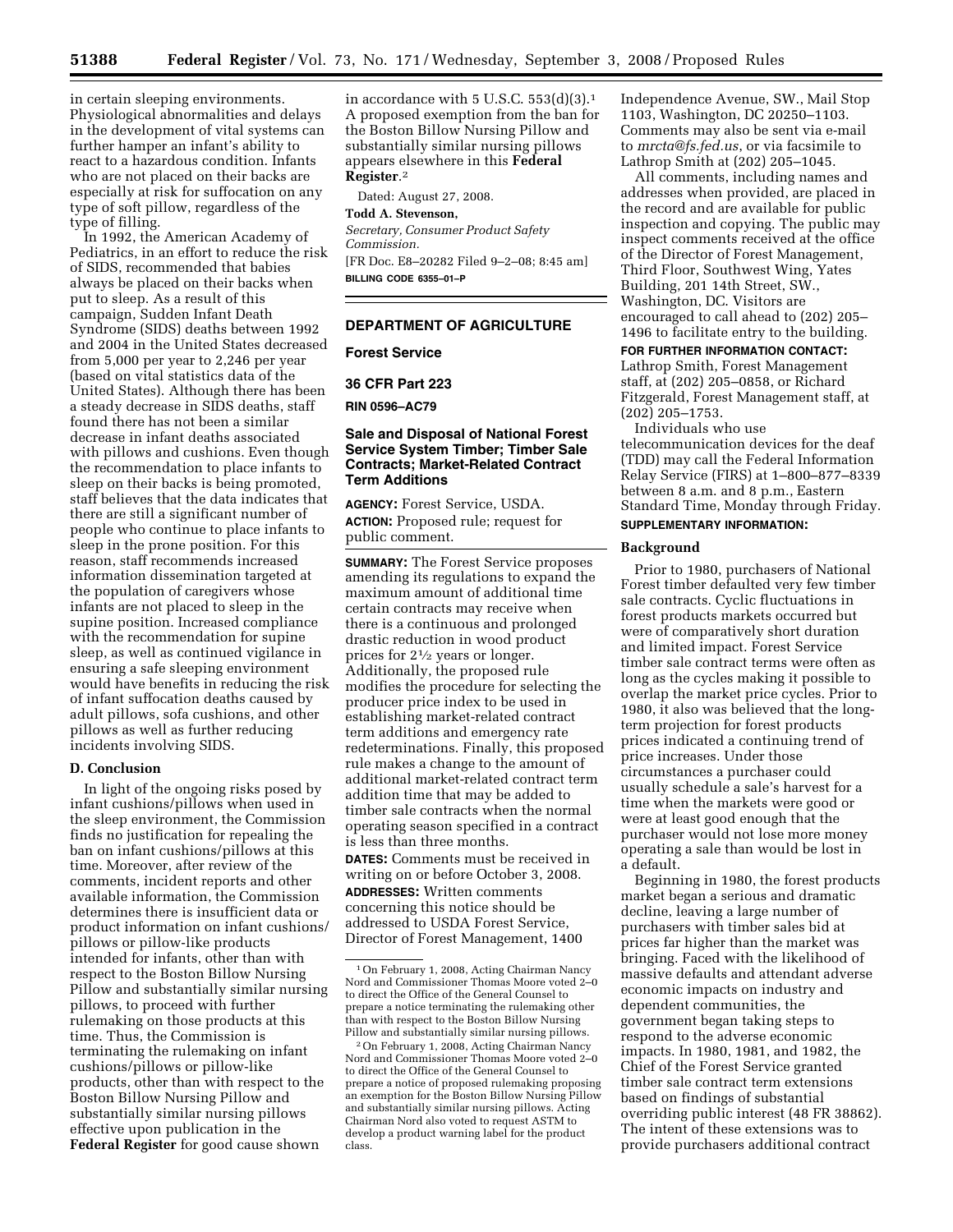in certain sleeping environments. Physiological abnormalities and delays in the development of vital systems can further hamper an infant's ability to react to a hazardous condition. Infants who are not placed on their backs are especially at risk for suffocation on any type of soft pillow, regardless of the type of filling.

In 1992, the American Academy of Pediatrics, in an effort to reduce the risk of SIDS, recommended that babies always be placed on their backs when put to sleep. As a result of this campaign, Sudden Infant Death Syndrome (SIDS) deaths between 1992 and 2004 in the United States decreased from 5,000 per year to 2,246 per year (based on vital statistics data of the United States). Although there has been a steady decrease in SIDS deaths, staff found there has not been a similar decrease in infant deaths associated with pillows and cushions. Even though the recommendation to place infants to sleep on their backs is being promoted, staff believes that the data indicates that there are still a significant number of people who continue to place infants to sleep in the prone position. For this reason, staff recommends increased information dissemination targeted at the population of caregivers whose infants are not placed to sleep in the supine position. Increased compliance with the recommendation for supine sleep, as well as continued vigilance in ensuring a safe sleeping environment would have benefits in reducing the risk of infant suffocation deaths caused by adult pillows, sofa cushions, and other pillows as well as further reducing incidents involving SIDS.

### D. Conclusion

In light of the ongoing risks posed by infant cushions/pillows when used in the sleep environment, the Commission finds no justification for repealing the ban on infant cushions/pillows at this time. Moreover, after review of the comments, incident reports and other available information, the Commission determines there is insufficient data or product information on infant cushions/pillows or pillow-like products intended for infants, other than with respect to the Boston Billow Nursing Pillow and substantially similar nursing pillows, to proceed with further rulemaking on those products at this time. Thus, the Commission is terminating the rulemaking on infant cushions/pillows or pillow-like products, other than with respect to the Boston Billow Nursing Pillow and substantially similar nursing pillows effective upon publication in the **Federal Register** for good cause shown in accordance with 5 U.S.C. 553(d)(3).[1] A proposed exemption from the ban for the Boston Billow Nursing Pillow and substantially similar nursing pillows appears elsewhere in this **Federal Register**.[2]

Dated: August 27, 2008.

**Todd A. Stevenson,**

*Secretary, Consumer Product Safety Commission.*

[FR Doc. E8–20282 Filed 9–2–08; 8:45 am]

**BILLING CODE 6355–01–P**

[1] On February 1, 2008, Acting Chairman Nancy Nord and Commissioner Thomas Moore voted 2–0 to direct the Office of the General Counsel to prepare a notice terminating the rulemaking other than with respect to the Boston Billow Nursing Pillow and substantially similar nursing pillows.

[2] On February 1, 2008, Acting Chairman Nancy Nord and Commissioner Thomas Moore voted 2–0 to direct the Office of the General Counsel to prepare a notice of proposed rulemaking proposing an exemption for the Boston Billow Nursing Pillow and substantially similar nursing pillows. Acting Chairman Nord also voted to request ASTM to develop a product warning label for the product class.

## DEPARTMENT OF AGRICULTURE

### Forest Service

### 36 CFR Part 223

### RIN 0596–AC79

### Sale and Disposal of National Forest Service System Timber; Timber Sale Contracts; Market-Related Contract Term Additions

**AGENCY:** Forest Service, USDA.

**ACTION:** Proposed rule; request for public comment.

**SUMMARY:** The Forest Service proposes amending its regulations to expand the maximum amount of additional time certain contracts may receive when there is a continuous and prolonged drastic reduction in wood product prices for 2½ years or longer. Additionally, the proposed rule modifies the procedure for selecting the producer price index to be used in establishing market-related contract term additions and emergency rate redeterminations. Finally, this proposed rule makes a change to the amount of additional market-related contract term addition time that may be added to timber sale contracts when the normal operating season specified in a contract is less than three months.

**DATES:** Comments must be received in writing on or before October 3, 2008.

**ADDRESSES:** Written comments concerning this notice should be addressed to USDA Forest Service, Director of Forest Management, 1400 Independence Avenue, SW., Mail Stop 1103, Washington, DC 20250–1103. Comments may also be sent via e-mail to *mrcta@fs.fed.us*, or via facsimile to Lathrop Smith at (202) 205–1045.

All comments, including names and addresses when provided, are placed in the record and are available for public inspection and copying. The public may inspect comments received at the office of the Director of Forest Management, Third Floor, Southwest Wing, Yates Building, 201 14th Street, SW., Washington, DC. Visitors are encouraged to call ahead to (202) 205–1496 to facilitate entry to the building.

**FOR FURTHER INFORMATION CONTACT:** Lathrop Smith, Forest Management staff, at (202) 205–0858, or Richard Fitzgerald, Forest Management staff, at (202) 205–1753.

Individuals who use telecommunication devices for the deaf (TDD) may call the Federal Information Relay Service (FIRS) at 1–800–877–8339 between 8 a.m. and 8 p.m., Eastern Standard Time, Monday through Friday.

**SUPPLEMENTARY INFORMATION:**

### Background

Prior to 1980, purchasers of National Forest timber defaulted very few timber sale contracts. Cyclic fluctuations in forest products markets occurred but were of comparatively short duration and limited impact. Forest Service timber sale contract terms were often as long as the cycles making it possible to overlap the market price cycles. Prior to 1980, it also was believed that the long-term projection for forest products prices indicated a continuing trend of price increases. Under those circumstances a purchaser could usually schedule a sale's harvest for a time when the markets were good or were at least good enough that the purchaser would not lose more money operating a sale than would be lost in a default.

Beginning in 1980, the forest products market began a serious and dramatic decline, leaving a large number of purchasers with timber sales bid at prices far higher than the market was bringing. Faced with the likelihood of massive defaults and attendant adverse economic impacts on industry and dependent communities, the government began taking steps to respond to the adverse economic impacts. In 1980, 1981, and 1982, the Chief of the Forest Service granted timber sale contract term extensions based on findings of substantial overriding public interest (48 FR 38862). The intent of these extensions was to provide purchasers additional contract